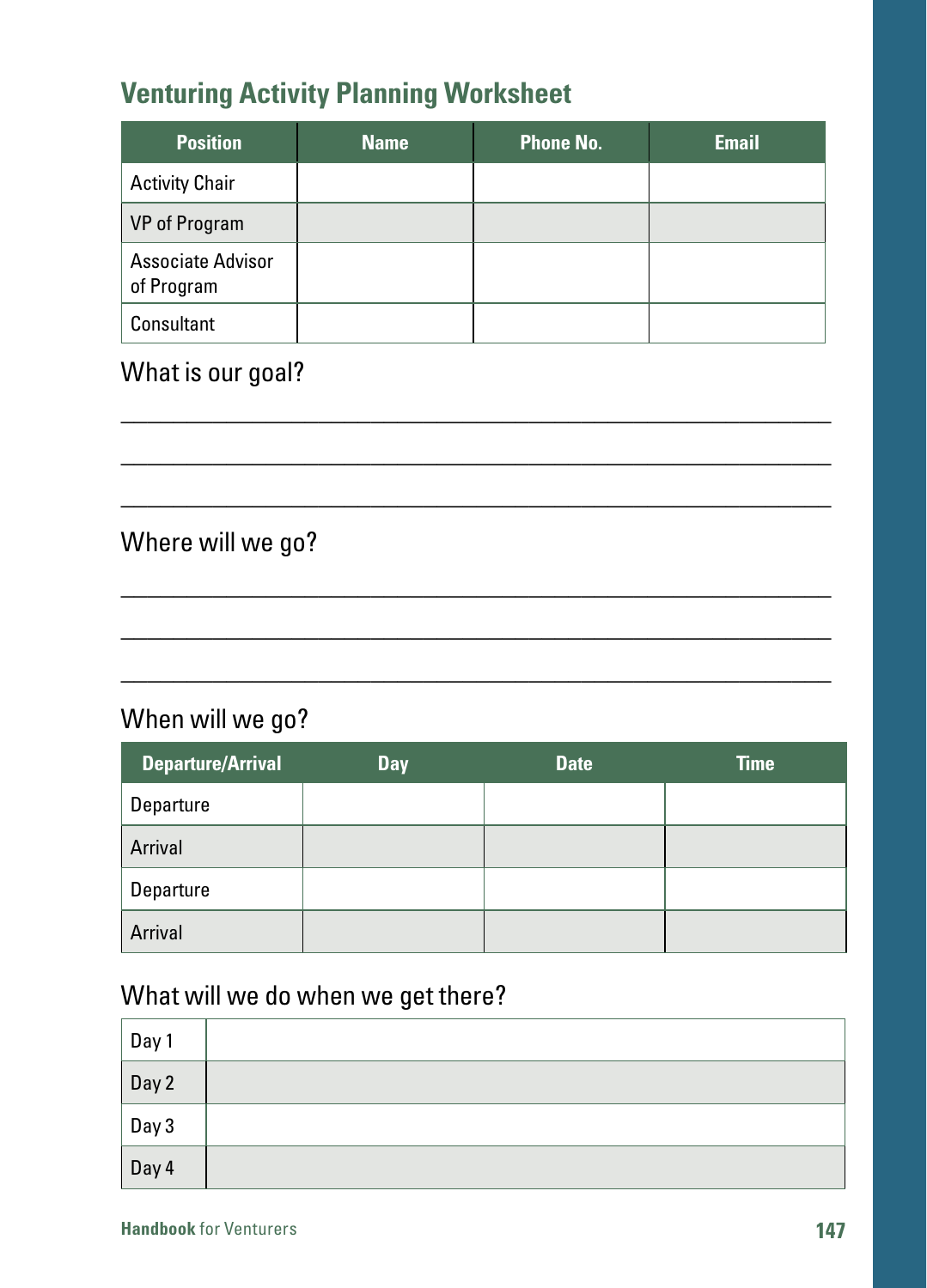## Venturing Activity Planning Worksheet

| Position | Name | Phone No. | Email |
|---|---|---|---|
| Activity Chair | | | |
| VP of Program | | | |
| Associate Advisor of Program | | | |
| Consultant | | | |

What is our goal?

_______________________________________________

_______________________________________________

_______________________________________________

Where will we go?

_______________________________________________

_______________________________________________

_______________________________________________

When will we go?

| Departure/Arrival | Day | Date | Time |
|---|---|---|---|
| Departure | | | |
| Arrival | | | |
| Departure | | | |
| Arrival | | | |

What will we do when we get there?

| | |
|---|---|
| Day 1 | |
| Day 2 | |
| Day 3 | |
| Day 4 | |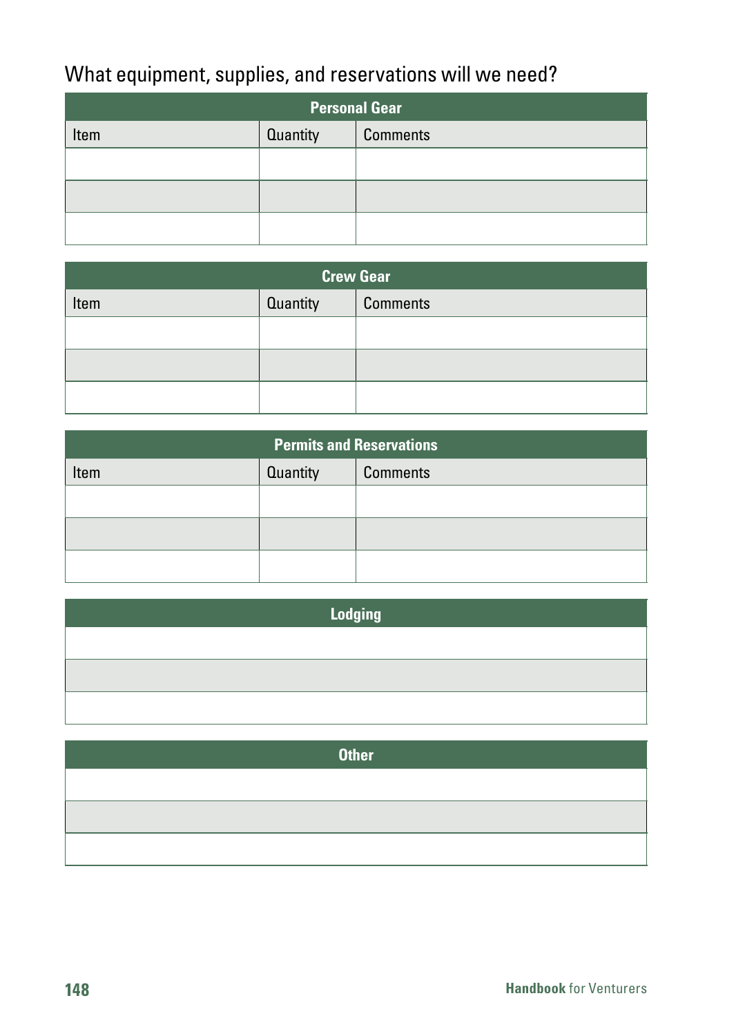What equipment, supplies, and reservations will we need?

| Personal Gear | | |
|---|---|---|
| Item | Quantity | Comments |
| | | |
| | | |
| | | |

| Crew Gear | | |
|---|---|---|
| Item | Quantity | Comments |
| | | |
| | | |
| | | |

| Permits and Reservations | | |
|---|---|---|
| Item | Quantity | Comments |
| | | |
| | | |
| | | |

| Lodging |
|---|
| |
| |
| |

| Other |
|---|
| |
| |
| |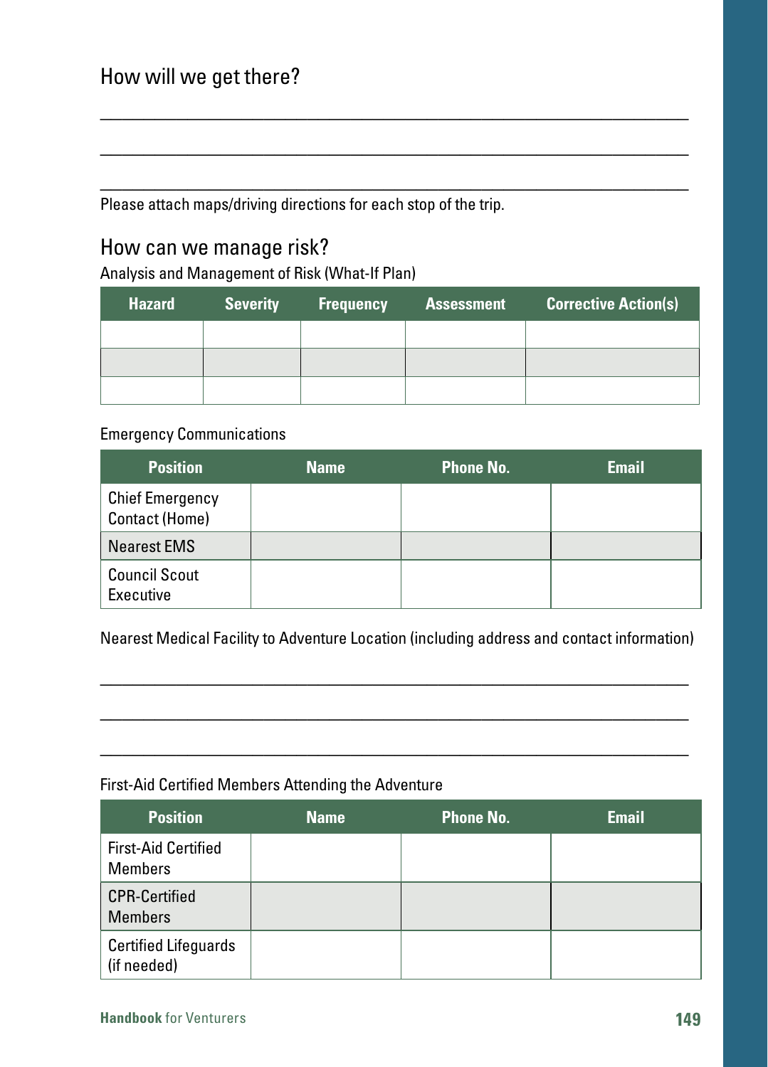## How will we get there?

\_\_\_\_\_\_\_\_\_\_\_\_\_\_\_\_\_\_\_\_\_\_\_\_\_\_\_\_\_\_\_\_\_\_\_\_\_\_\_\_\_\_\_\_\_\_\_\_\_\_\_\_\_\_\_\_\_\_\_\_\_\_\_\_

\_\_\_\_\_\_\_\_\_\_\_\_\_\_\_\_\_\_\_\_\_\_\_\_\_\_\_\_\_\_\_\_\_\_\_\_\_\_\_\_\_\_\_\_\_\_\_\_\_\_\_\_\_\_\_\_\_\_\_\_\_\_\_\_

\_\_\_\_\_\_\_\_\_\_\_\_\_\_\_\_\_\_\_\_\_\_\_\_\_\_\_\_\_\_\_\_\_\_\_\_\_\_\_\_\_\_\_\_\_\_\_\_\_\_\_\_\_\_\_\_\_\_\_\_\_\_\_\_

Please attach maps/driving directions for each stop of the trip.

## How can we manage risk?

Analysis and Management of Risk (What-If Plan)

| Hazard | Severity | Frequency | Assessment | Corrective Action(s) |
|---|---|---|---|---|
| | | | | |
| | | | | |
| | | | | |

Emergency Communications

| Position | Name | Phone No. | Email |
|---|---|---|---|
| Chief Emergency Contact (Home) | | | |
| Nearest EMS | | | |
| Council Scout Executive | | | |

Nearest Medical Facility to Adventure Location (including address and contact information)

\_\_\_\_\_\_\_\_\_\_\_\_\_\_\_\_\_\_\_\_\_\_\_\_\_\_\_\_\_\_\_\_\_\_\_\_\_\_\_\_\_\_\_\_\_\_\_\_\_\_\_\_\_\_\_\_\_\_\_\_\_\_\_\_

\_\_\_\_\_\_\_\_\_\_\_\_\_\_\_\_\_\_\_\_\_\_\_\_\_\_\_\_\_\_\_\_\_\_\_\_\_\_\_\_\_\_\_\_\_\_\_\_\_\_\_\_\_\_\_\_\_\_\_\_\_\_\_\_

\_\_\_\_\_\_\_\_\_\_\_\_\_\_\_\_\_\_\_\_\_\_\_\_\_\_\_\_\_\_\_\_\_\_\_\_\_\_\_\_\_\_\_\_\_\_\_\_\_\_\_\_\_\_\_\_\_\_\_\_\_\_\_\_

First-Aid Certified Members Attending the Adventure

| Position | Name | Phone No. | Email |
|---|---|---|---|
| First-Aid Certified Members | | | |
| CPR-Certified Members | | | |
| Certified Lifeguards (if needed) | | | |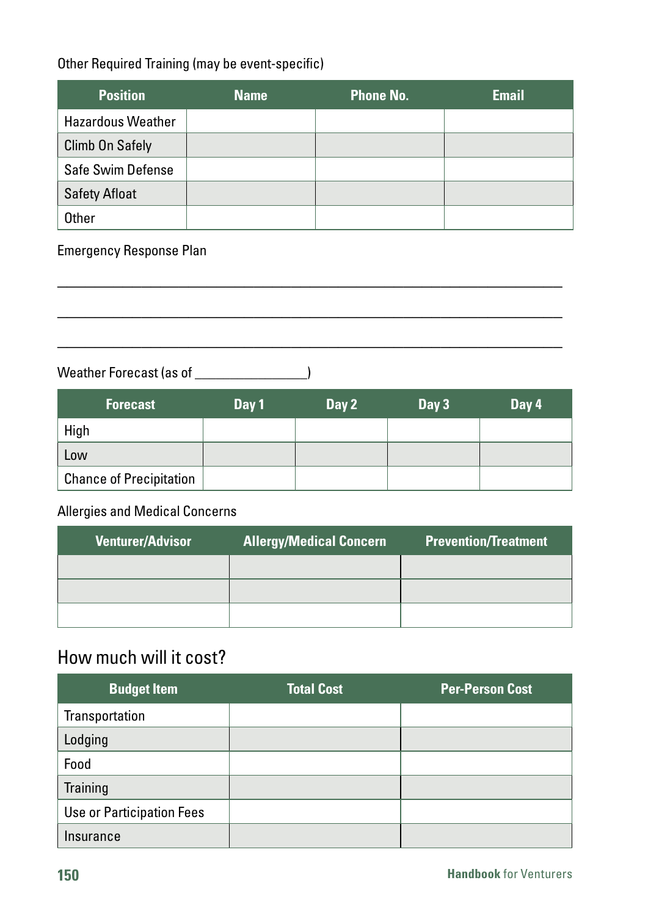Other Required Training (may be event-specific)

| Position | Name | Phone No. | Email |
| --- | --- | --- | --- |
| Hazardous Weather | | | |
| Climb On Safely | | | |
| Safe Swim Defense | | | |
| Safety Afloat | | | |
| Other | | | |

Emergency Response Plan

\_\_\_\_\_\_\_\_\_\_\_\_\_\_\_\_\_\_\_\_\_\_\_\_\_\_\_\_\_\_\_\_\_\_\_\_\_\_\_\_\_\_\_\_\_\_\_\_\_\_\_\_\_\_\_\_\_\_\_\_\_\_\_\_\_\_\_\_

\_\_\_\_\_\_\_\_\_\_\_\_\_\_\_\_\_\_\_\_\_\_\_\_\_\_\_\_\_\_\_\_\_\_\_\_\_\_\_\_\_\_\_\_\_\_\_\_\_\_\_\_\_\_\_\_\_\_\_\_\_\_\_\_\_\_\_\_

\_\_\_\_\_\_\_\_\_\_\_\_\_\_\_\_\_\_\_\_\_\_\_\_\_\_\_\_\_\_\_\_\_\_\_\_\_\_\_\_\_\_\_\_\_\_\_\_\_\_\_\_\_\_\_\_\_\_\_\_\_\_\_\_\_\_\_\_

Weather Forecast (as of \_\_\_\_\_\_\_\_\_\_\_\_\_\_\_\_\_)

| Forecast | Day 1 | Day 2 | Day 3 | Day 4 |
| --- | --- | --- | --- | --- |
| High | | | | |
| Low | | | | |
| Chance of Precipitation | | | | |

Allergies and Medical Concerns

| Venturer/Advisor | Allergy/Medical Concern | Prevention/Treatment |
| --- | --- | --- |
| | | |
| | | |
| | | |

## How much will it cost?

| Budget Item | Total Cost | Per-Person Cost |
| --- | --- | --- |
| Transportation | | |
| Lodging | | |
| Food | | |
| Training | | |
| Use or Participation Fees | | |
| Insurance | | |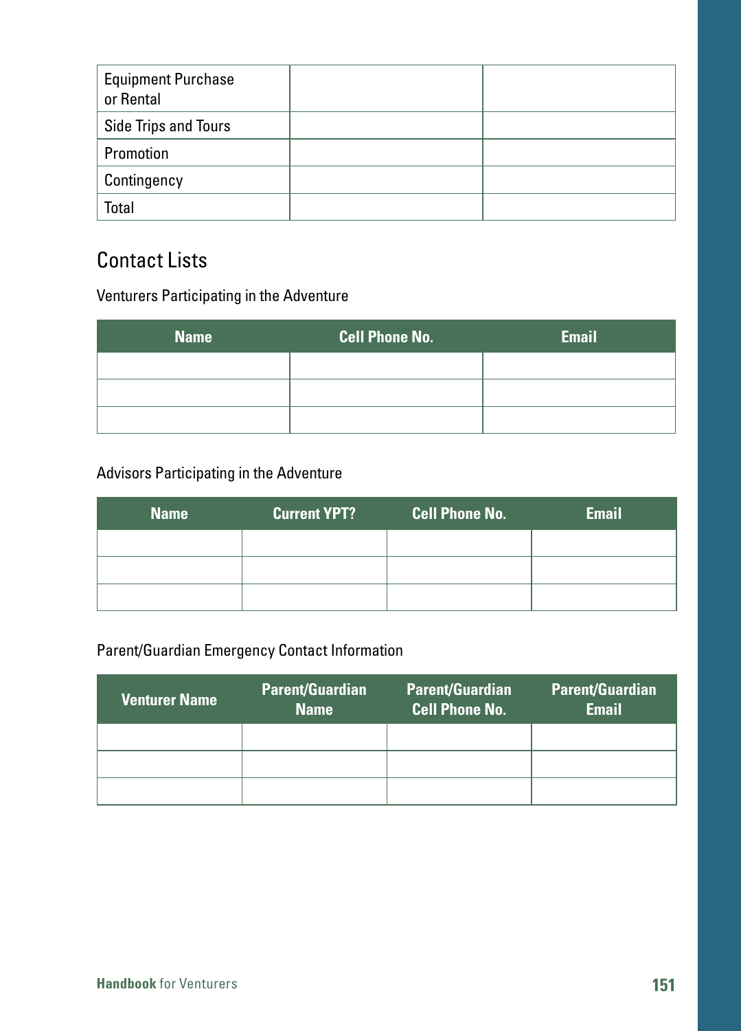| | | |
|---|---|---|
| Equipment Purchase or Rental | | |
| Side Trips and Tours | | |
| Promotion | | |
| Contingency | | |
| Total | | |

## Contact Lists

Venturers Participating in the Adventure

| Name | Cell Phone No. | Email |
|---|---|---|
| | | |
| | | |
| | | |

Advisors Participating in the Adventure

| Name | Current YPT? | Cell Phone No. | Email |
|---|---|---|---|
| | | | |
| | | | |
| | | | |

Parent/Guardian Emergency Contact Information

| Venturer Name | Parent/Guardian Name | Parent/Guardian Cell Phone No. | Parent/Guardian Email |
|---|---|---|---|
| | | | |
| | | | |
| | | | |